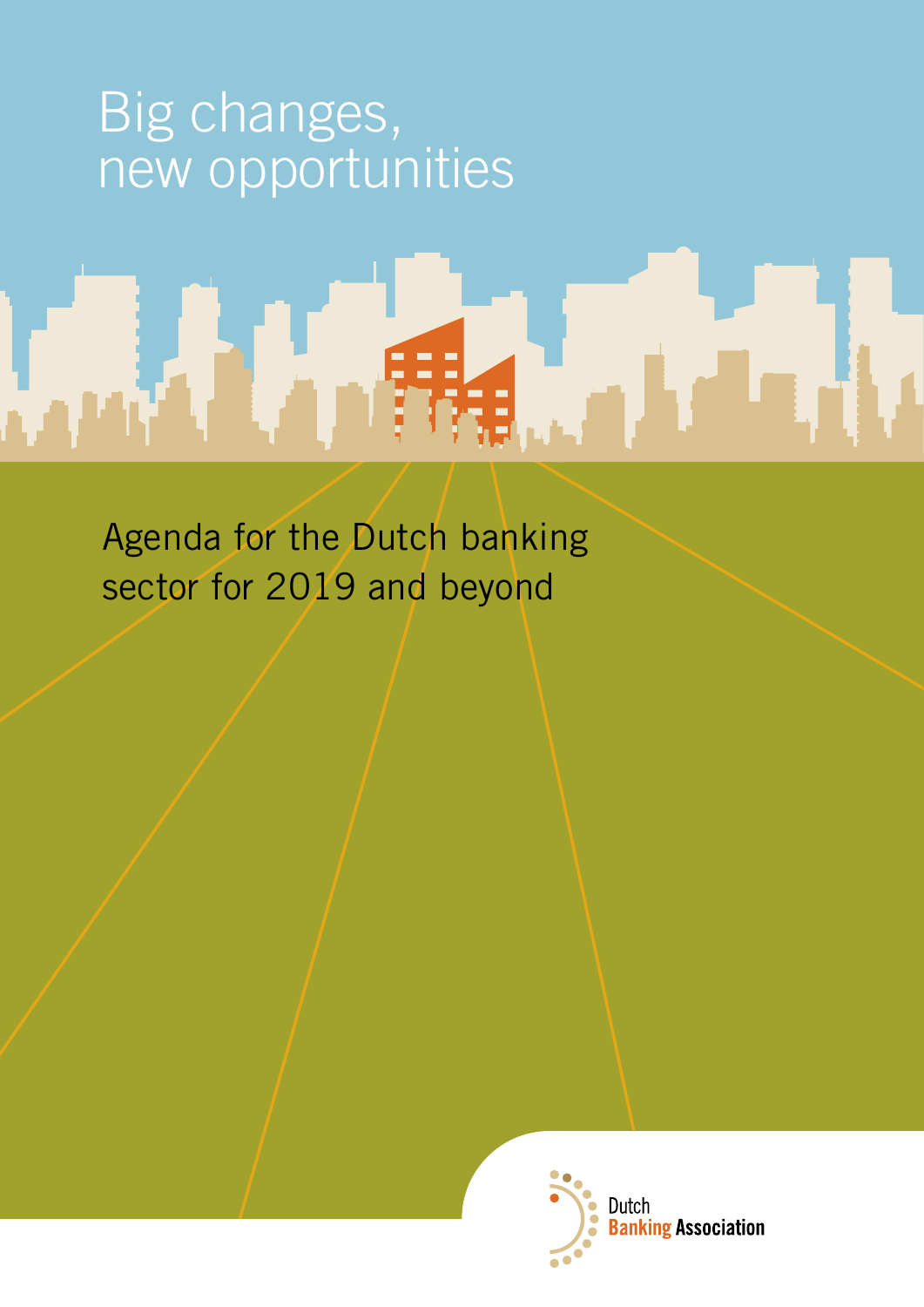# Big changes, new opportunities

Agenda for the Dutch banking sector for 2019 and beyond

Dutch Banking Association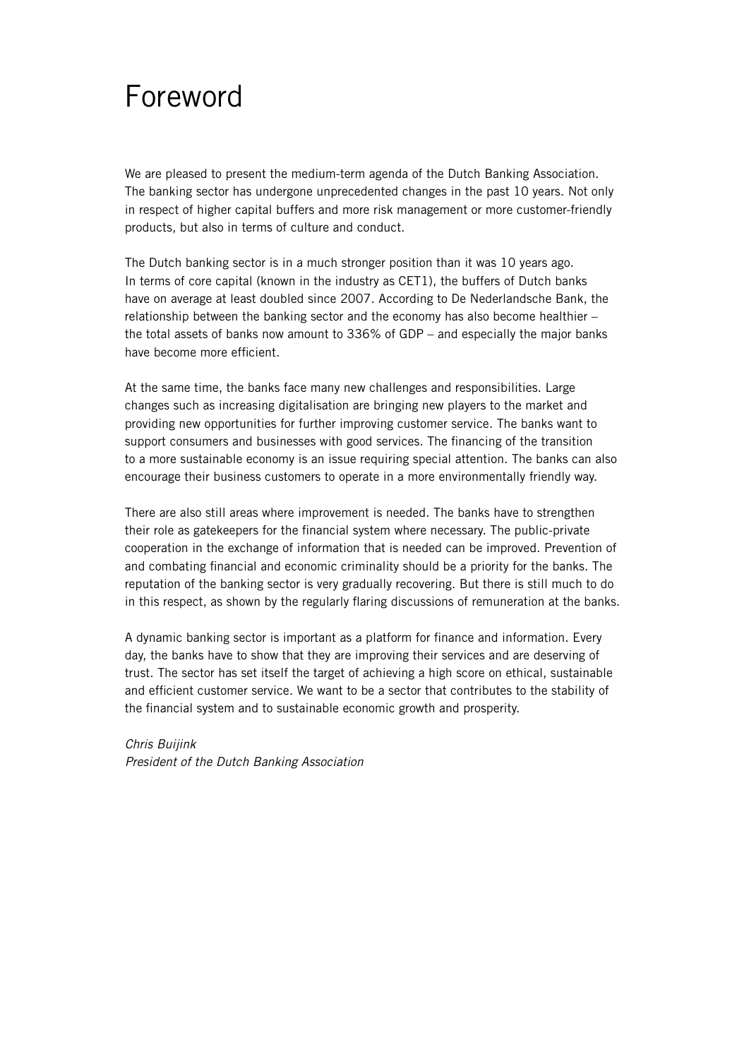# Foreword

We are pleased to present the medium-term agenda of the Dutch Banking Association. The banking sector has undergone unprecedented changes in the past 10 years. Not only in respect of higher capital buffers and more risk management or more customer-friendly products, but also in terms of culture and conduct.

The Dutch banking sector is in a much stronger position than it was 10 years ago. In terms of core capital (known in the industry as CET1), the buffers of Dutch banks have on average at least doubled since 2007. According to De Nederlandsche Bank, the relationship between the banking sector and the economy has also become healthier – the total assets of banks now amount to 336% of GDP – and especially the major banks have become more efficient.

At the same time, the banks face many new challenges and responsibilities. Large changes such as increasing digitalisation are bringing new players to the market and providing new opportunities for further improving customer service. The banks want to support consumers and businesses with good services. The financing of the transition to a more sustainable economy is an issue requiring special attention. The banks can also encourage their business customers to operate in a more environmentally friendly way.

There are also still areas where improvement is needed. The banks have to strengthen their role as gatekeepers for the financial system where necessary. The public-private cooperation in the exchange of information that is needed can be improved. Prevention of and combating financial and economic criminality should be a priority for the banks. The reputation of the banking sector is very gradually recovering. But there is still much to do in this respect, as shown by the regularly flaring discussions of remuneration at the banks.

A dynamic banking sector is important as a platform for finance and information. Every day, the banks have to show that they are improving their services and are deserving of trust. The sector has set itself the target of achieving a high score on ethical, sustainable and efficient customer service. We want to be a sector that contributes to the stability of the financial system and to sustainable economic growth and prosperity.

*Chris Buijink*
*President of the Dutch Banking Association*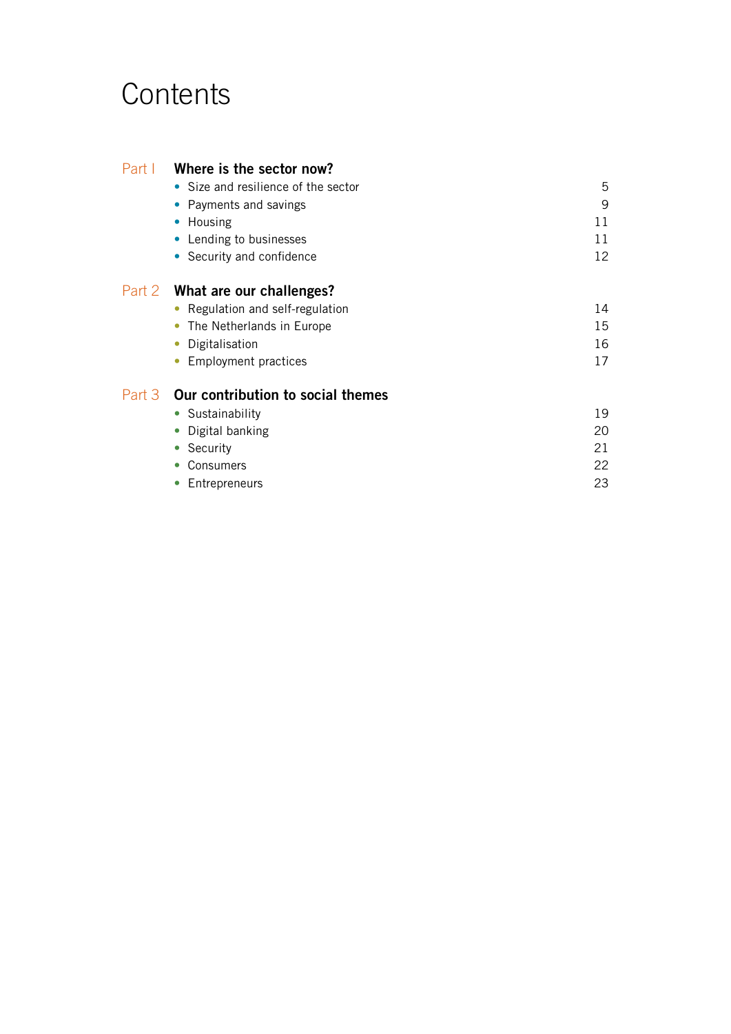# Contents

## Part I — Where is the sector now?

- Size and resilience of the sector 5
- Payments and savings 9
- Housing 11
- Lending to businesses 11
- Security and confidence 12

## Part 2 — What are our challenges?

- Regulation and self-regulation 14
- The Netherlands in Europe 15
- Digitalisation 16
- Employment practices 17

## Part 3 — Our contribution to social themes

- Sustainability 19
- Digital banking 20
- Security 21
- Consumers 22
- Entrepreneurs 23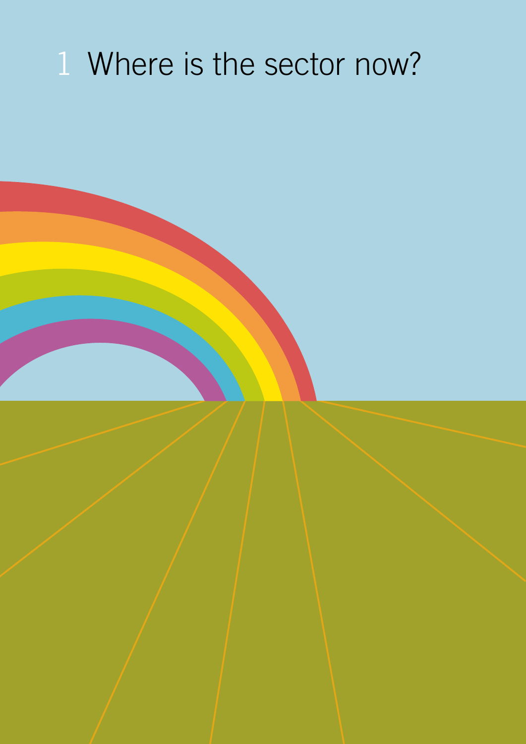# 1 Where is the sector now?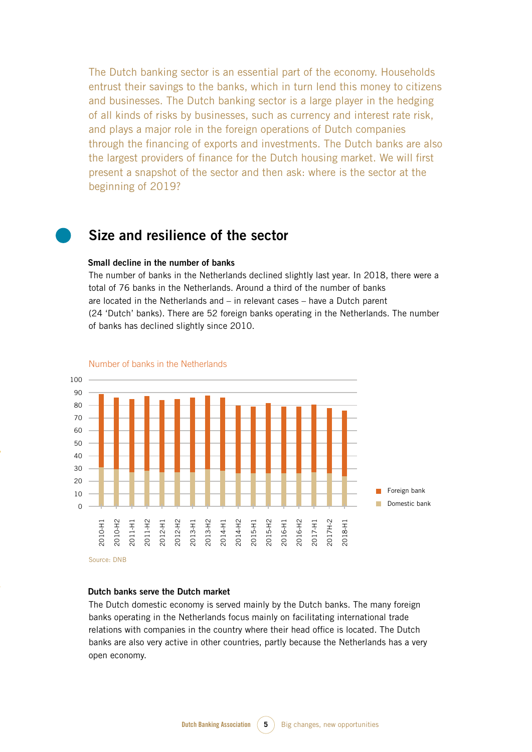The Dutch banking sector is an essential part of the economy. Households entrust their savings to the banks, which in turn lend this money to citizens and businesses. The Dutch banking sector is a large player in the hedging of all kinds of risks by businesses, such as currency and interest rate risk, and plays a major role in the foreign operations of Dutch companies through the financing of exports and investments. The Dutch banks are also the largest providers of finance for the Dutch housing market. We will first present a snapshot of the sector and then ask: where is the sector at the beginning of 2019?

## Size and resilience of the sector

**Small decline in the number of banks**

The number of banks in the Netherlands declined slightly last year. In 2018, there were a total of 76 banks in the Netherlands. Around a third of the number of banks are located in the Netherlands and – in relevant cases – have a Dutch parent (24 'Dutch' banks). There are 52 foreign banks operating in the Netherlands. The number of banks has declined slightly since 2010.

Number of banks in the Netherlands

Source: DNB

**Dutch banks serve the Dutch market**

The Dutch domestic economy is served mainly by the Dutch banks. The many foreign banks operating in the Netherlands focus mainly on facilitating international trade relations with companies in the country where their head office is located. The Dutch banks are also very active in other countries, partly because the Netherlands has a very open economy.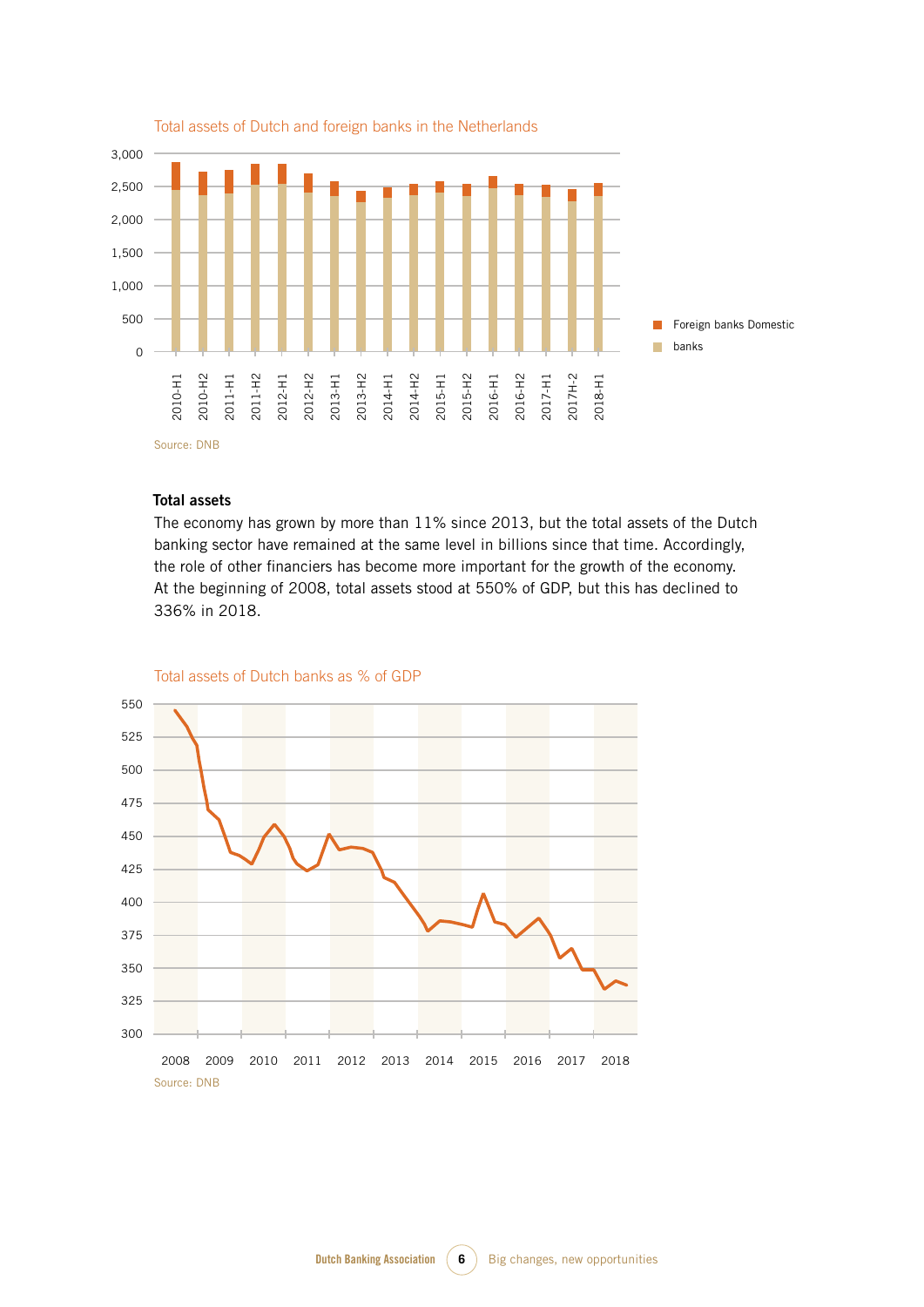Total assets of Dutch and foreign banks in the Netherlands

Source: DNB

**Total assets**

The economy has grown by more than 11% since 2013, but the total assets of the Dutch banking sector have remained at the same level in billions since that time. Accordingly, the role of other financiers has become more important for the growth of the economy. At the beginning of 2008, total assets stood at 550% of GDP, but this has declined to 336% in 2018.

Total assets of Dutch banks as % of GDP

Source: DNB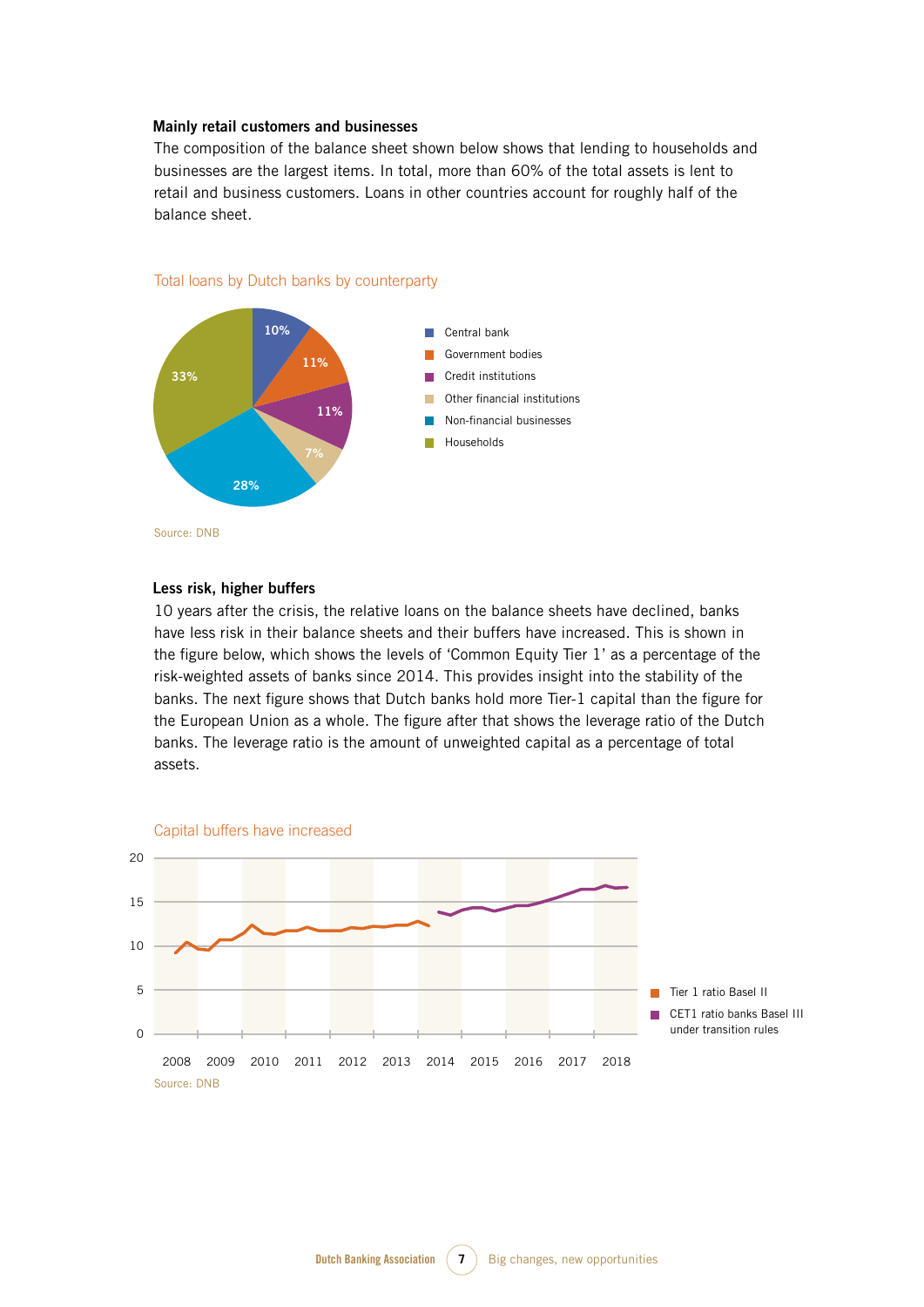### Mainly retail customers and businesses

The composition of the balance sheet shown below shows that lending to households and businesses are the largest items. In total, more than 60% of the total assets is lent to retail and business customers. Loans in other countries account for roughly half of the balance sheet.

Total loans by Dutch banks by counterparty

- Central bank: 10%
- Government bodies: 11%
- Credit institutions: 11%
- Other financial institutions: 7%
- Non-financial businesses: 28%
- Households: 33%

Source: DNB

### Less risk, higher buffers

10 years after the crisis, the relative loans on the balance sheets have declined, banks have less risk in their balance sheets and their buffers have increased. This is shown in the figure below, which shows the levels of 'Common Equity Tier 1' as a percentage of the risk-weighted assets of banks since 2014. This provides insight into the stability of the banks. The next figure shows that Dutch banks hold more Tier-1 capital than the figure for the European Union as a whole. The figure after that shows the leverage ratio of the Dutch banks. The leverage ratio is the amount of unweighted capital as a percentage of total assets.

Capital buffers have increased

Legend: Tier 1 ratio Basel II; CET1 ratio banks Basel III under transition rules

Source: DNB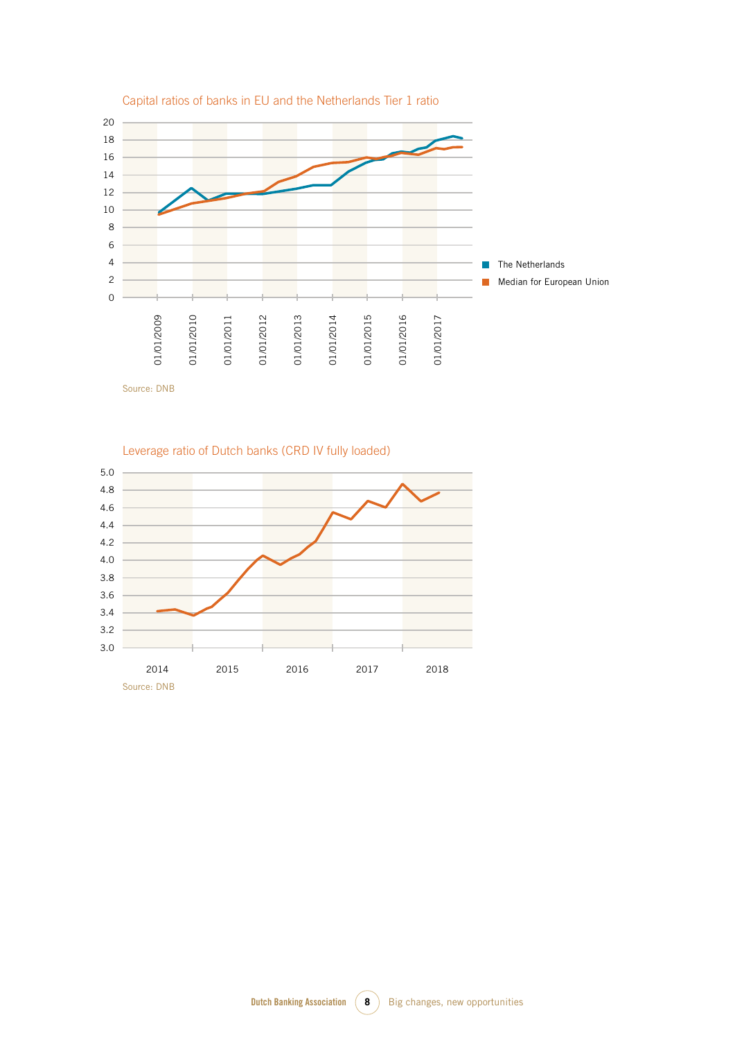Capital ratios of banks in EU and the Netherlands Tier 1 ratio

Source: DNB

Leverage ratio of Dutch banks (CRD IV fully loaded)

Source: DNB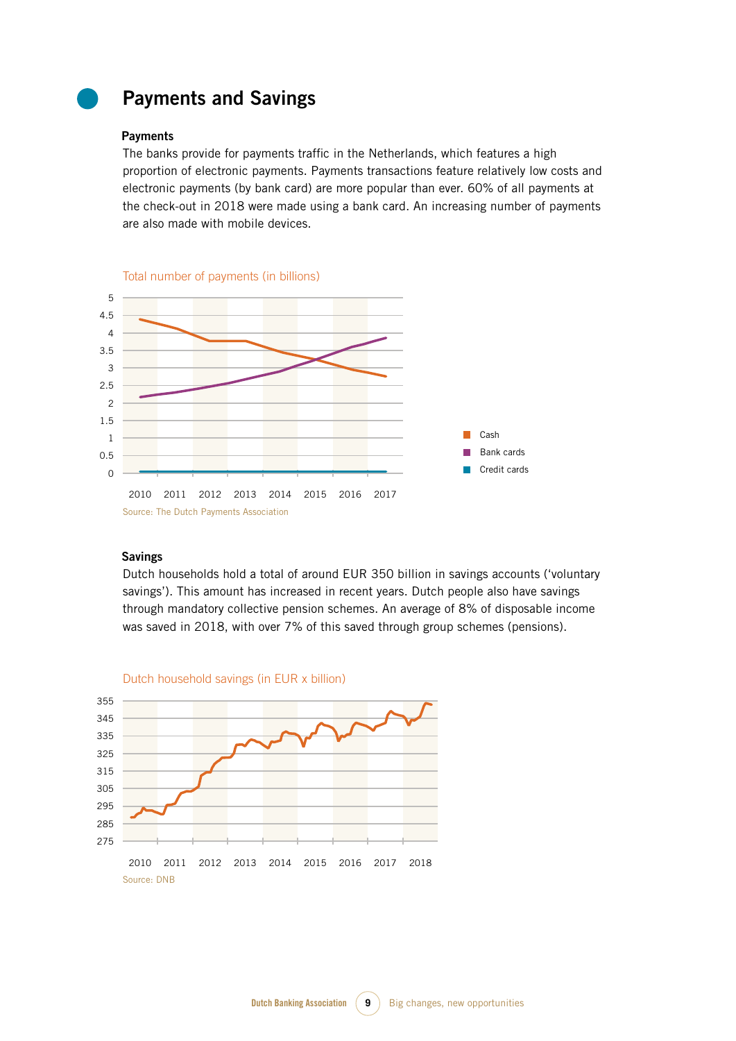# Payments and Savings

### Payments

The banks provide for payments traffic in the Netherlands, which features a high proportion of electronic payments. Payments transactions feature relatively low costs and electronic payments (by bank card) are more popular than ever. 60% of all payments at the check-out in 2018 were made using a bank card. An increasing number of payments are also made with mobile devices.

Total number of payments (in billions)

Source: The Dutch Payments Association

### Savings

Dutch households hold a total of around EUR 350 billion in savings accounts ('voluntary savings'). This amount has increased in recent years. Dutch people also have savings through mandatory collective pension schemes. An average of 8% of disposable income was saved in 2018, with over 7% of this saved through group schemes (pensions).

Dutch household savings (in EUR x billion)

Source: DNB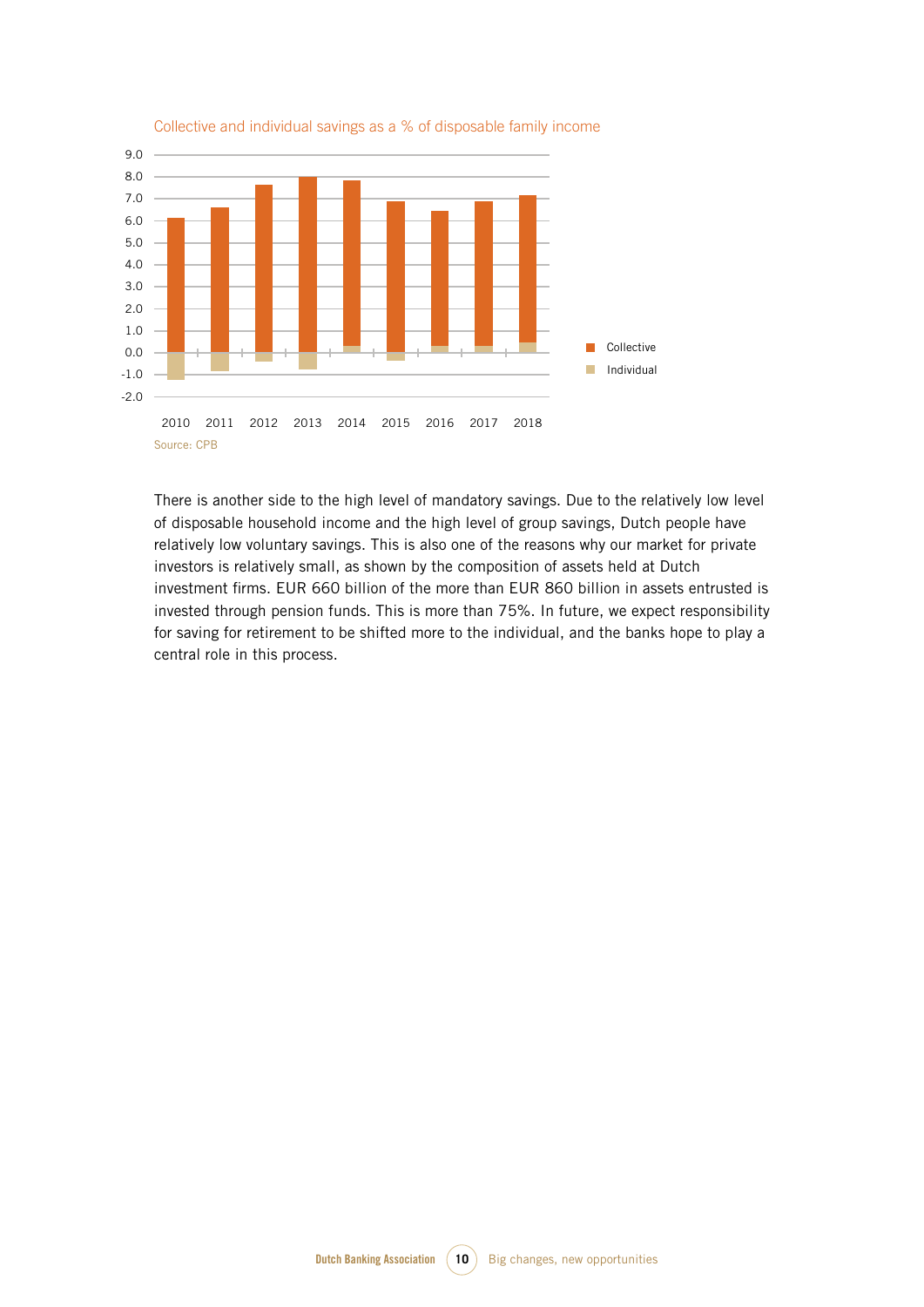Collective and individual savings as a % of disposable family income

Source: CPB

There is another side to the high level of mandatory savings. Due to the relatively low level of disposable household income and the high level of group savings, Dutch people have relatively low voluntary savings. This is also one of the reasons why our market for private investors is relatively small, as shown by the composition of assets held at Dutch investment firms. EUR 660 billion of the more than EUR 860 billion in assets entrusted is invested through pension funds. This is more than 75%. In future, we expect responsibility for saving for retirement to be shifted more to the individual, and the banks hope to play a central role in this process.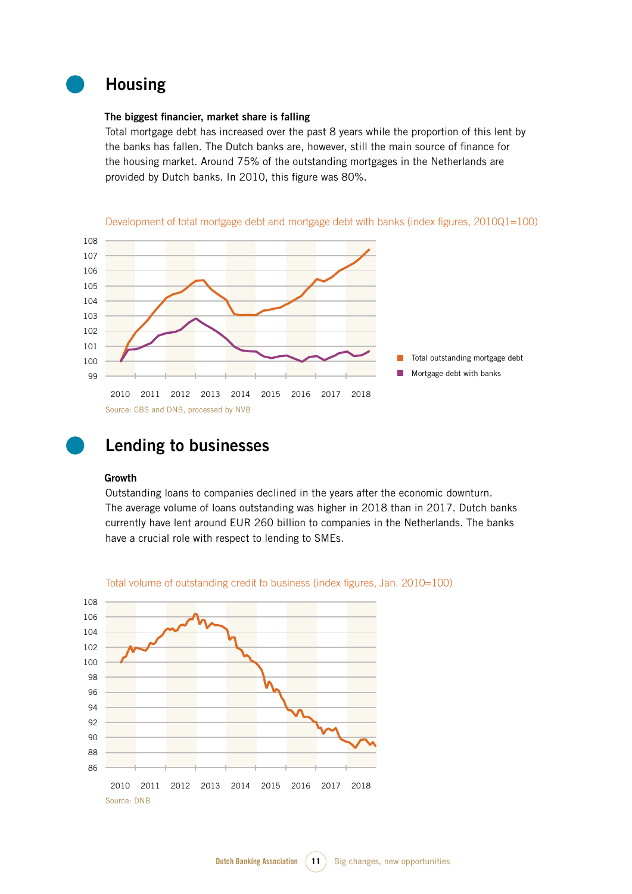## Housing

**The biggest financier, market share is falling**

Total mortgage debt has increased over the past 8 years while the proportion of this lent by the banks has fallen. The Dutch banks are, however, still the main source of finance for the housing market. Around 75% of the outstanding mortgages in the Netherlands are provided by Dutch banks. In 2010, this figure was 80%.

Development of total mortgage debt and mortgage debt with banks (index figures, 2010Q1=100)

Source: CBS and DNB, processed by NVB

## Lending to businesses

**Growth**

Outstanding loans to companies declined in the years after the economic downturn. The average volume of loans outstanding was higher in 2018 than in 2017. Dutch banks currently have lent around EUR 260 billion to companies in the Netherlands. The banks have a crucial role with respect to lending to SMEs.

Total volume of outstanding credit to business (index figures, Jan. 2010=100)

Source: DNB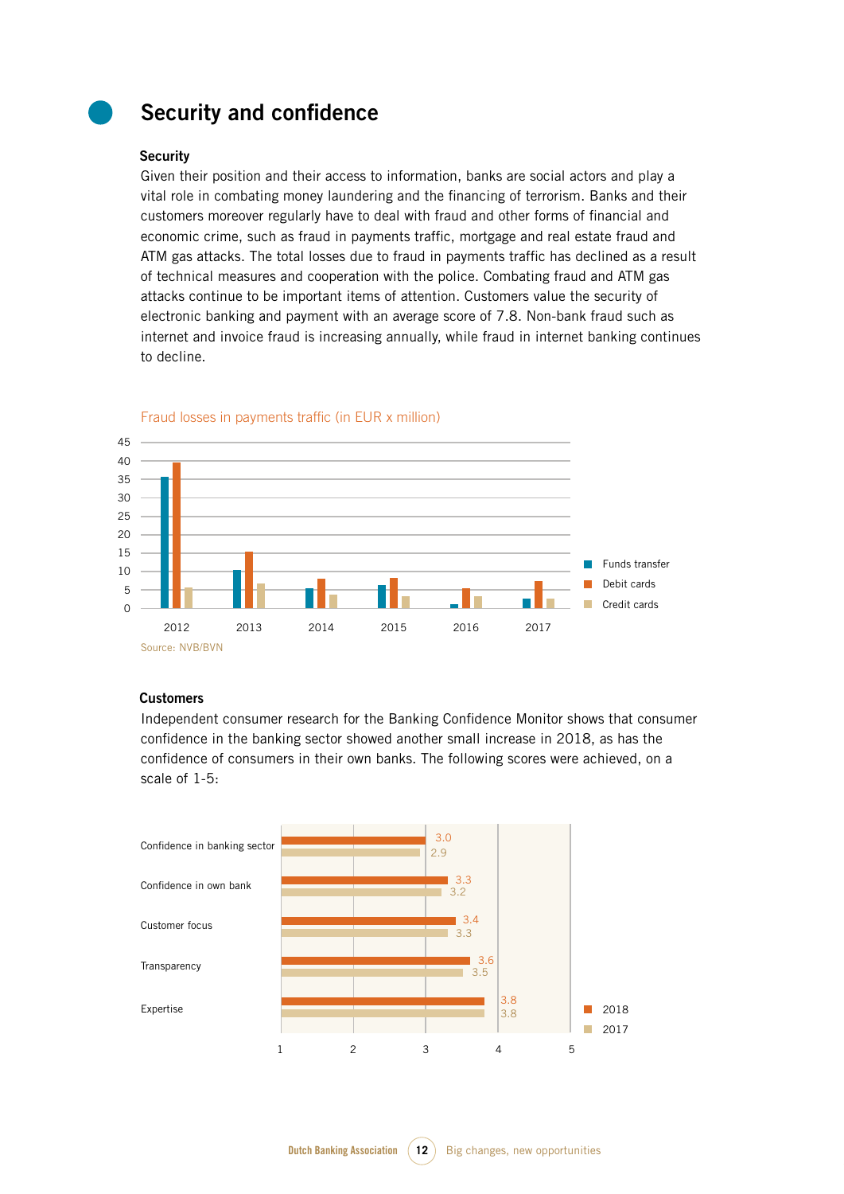# Security and confidence

### Security

Given their position and their access to information, banks are social actors and play a vital role in combating money laundering and the financing of terrorism. Banks and their customers moreover regularly have to deal with fraud and other forms of financial and economic crime, such as fraud in payments traffic, mortgage and real estate fraud and ATM gas attacks. The total losses due to fraud in payments traffic has declined as a result of technical measures and cooperation with the police. Combating fraud and ATM gas attacks continue to be important items of attention. Customers value the security of electronic banking and payment with an average score of 7.8. Non-bank fraud such as internet and invoice fraud is increasing annually, while fraud in internet banking continues to decline.

Fraud losses in payments traffic (in EUR x million)

Source: NVB/BVN

### Customers

Independent consumer research for the Banking Confidence Monitor shows that consumer confidence in the banking sector showed another small increase in 2018, as has the confidence of consumers in their own banks. The following scores were achieved, on a scale of 1-5:

| | 2018 | 2017 |
|---|---|---|
| Confidence in banking sector | 3.0 | 2.9 |
| Confidence in own bank | 3.3 | 3.2 |
| Customer focus | 3.4 | 3.3 |
| Transparency | 3.6 | 3.5 |
| Expertise | 3.8 | 3.8 |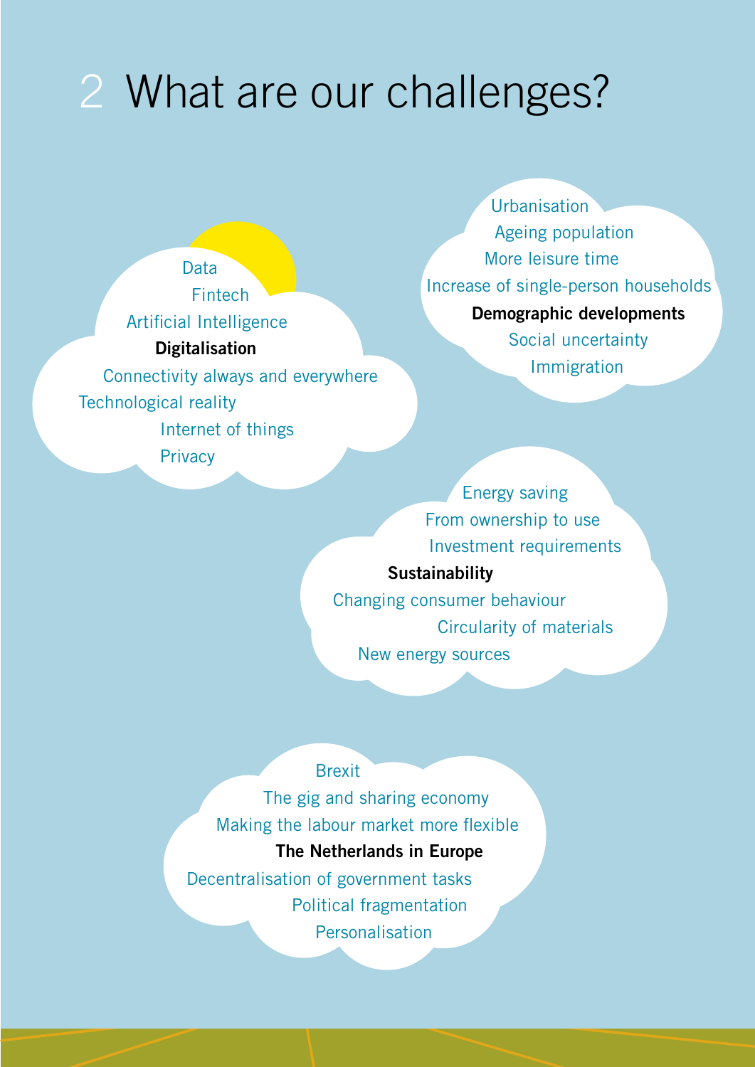# 2 What are our challenges?

**Digitalisation**

- Data
- Fintech
- Artificial Intelligence
- Connectivity always and everywhere
- Technological reality
- Internet of things
- Privacy

**Demographic developments**

- Urbanisation
- Ageing population
- More leisure time
- Increase of single-person households
- Social uncertainty
- Immigration

**Sustainability**

- Energy saving
- From ownership to use
- Investment requirements
- Changing consumer behaviour
- Circularity of materials
- New energy sources

**The Netherlands in Europe**

- Brexit
- The gig and sharing economy
- Making the labour market more flexible
- Decentralisation of government tasks
- Political fragmentation
- Personalisation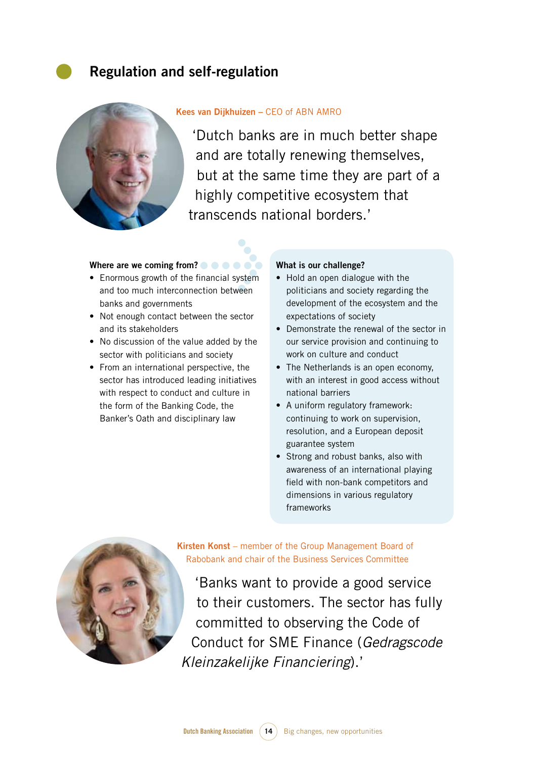## Regulation and self-regulation

**Kees van Dijkhuizen** – CEO of ABN AMRO

'Dutch banks are in much better shape and are totally renewing themselves, but at the same time they are part of a highly competitive ecosystem that transcends national borders.'

**Where are we coming from?**

- Enormous growth of the financial system and too much interconnection between banks and governments
- Not enough contact between the sector and its stakeholders
- No discussion of the value added by the sector with politicians and society
- From an international perspective, the sector has introduced leading initiatives with respect to conduct and culture in the form of the Banking Code, the Banker's Oath and disciplinary law

**What is our challenge?**

- Hold an open dialogue with the politicians and society regarding the development of the ecosystem and the expectations of society
- Demonstrate the renewal of the sector in our service provision and continuing to work on culture and conduct
- The Netherlands is an open economy, with an interest in good access without national barriers
- A uniform regulatory framework: continuing to work on supervision, resolution, and a European deposit guarantee system
- Strong and robust banks, also with awareness of an international playing field with non-bank competitors and dimensions in various regulatory frameworks

**Kirsten Konst** – member of the Group Management Board of Rabobank and chair of the Business Services Committee

'Banks want to provide a good service to their customers. The sector has fully committed to observing the Code of Conduct for SME Finance (*Gedragscode Kleinzakelijke Financiering*).'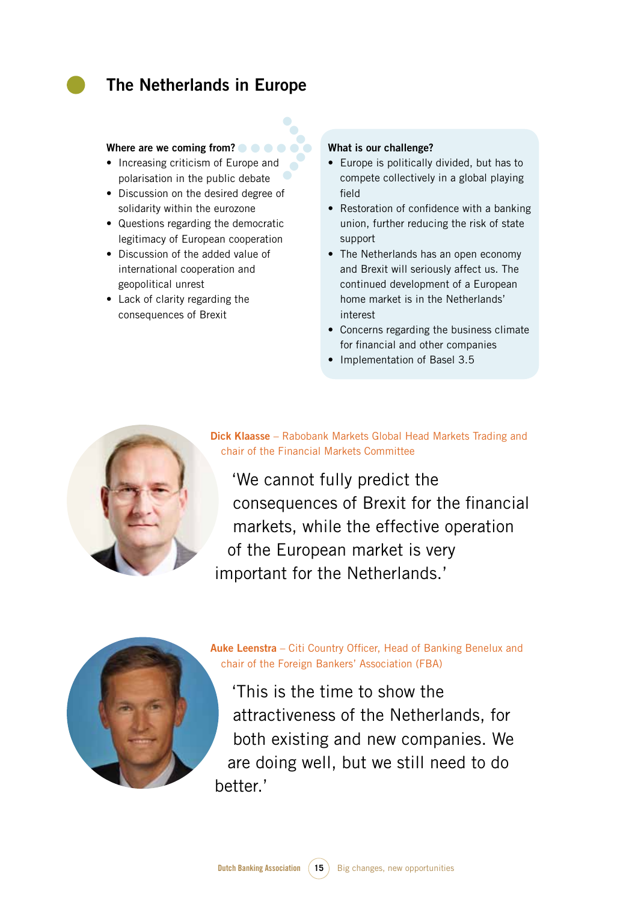# The Netherlands in Europe

**Where are we coming from?**

- Increasing criticism of Europe and polarisation in the public debate
- Discussion on the desired degree of solidarity within the eurozone
- Questions regarding the democratic legitimacy of European cooperation
- Discussion of the added value of international cooperation and geopolitical unrest
- Lack of clarity regarding the consequences of Brexit

**What is our challenge?**

- Europe is politically divided, but has to compete collectively in a global playing field
- Restoration of confidence with a banking union, further reducing the risk of state support
- The Netherlands has an open economy and Brexit will seriously affect us. The continued development of a European home market is in the Netherlands' interest
- Concerns regarding the business climate for financial and other companies
- Implementation of Basel 3.5

**Dick Klaasse** – Rabobank Markets Global Head Markets Trading and chair of the Financial Markets Committee

'We cannot fully predict the consequences of Brexit for the financial markets, while the effective operation of the European market is very important for the Netherlands.'

**Auke Leenstra** – Citi Country Officer, Head of Banking Benelux and chair of the Foreign Bankers' Association (FBA)

'This is the time to show the attractiveness of the Netherlands, for both existing and new companies. We are doing well, but we still need to do better.'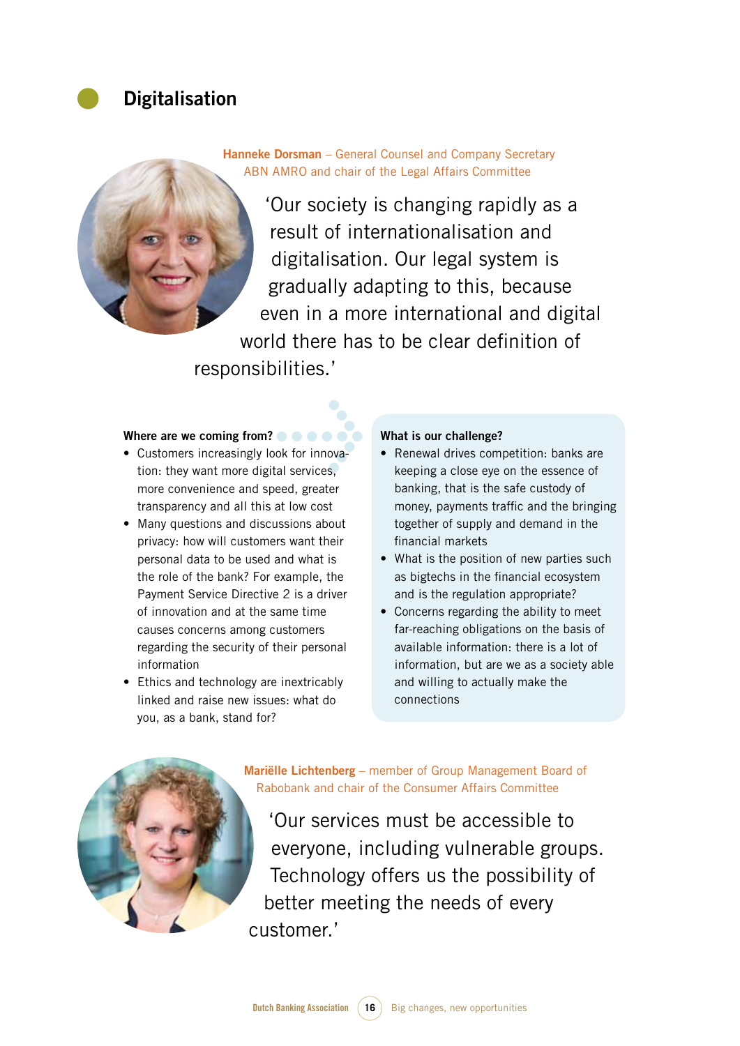# Digitalisation

**Hanneke Dorsman** – General Counsel and Company Secretary ABN AMRO and chair of the Legal Affairs Committee

'Our society is changing rapidly as a result of internationalisation and digitalisation. Our legal system is gradually adapting to this, because even in a more international and digital world there has to be clear definition of responsibilities.'

**Where are we coming from?**

- Customers increasingly look for innovation: they want more digital services, more convenience and speed, greater transparency and all this at low cost
- Many questions and discussions about privacy: how will customers want their personal data to be used and what is the role of the bank? For example, the Payment Service Directive 2 is a driver of innovation and at the same time causes concerns among customers regarding the security of their personal information
- Ethics and technology are inextricably linked and raise new issues: what do you, as a bank, stand for?

**What is our challenge?**

- Renewal drives competition: banks are keeping a close eye on the essence of banking, that is the safe custody of money, payments traffic and the bringing together of supply and demand in the financial markets
- What is the position of new parties such as bigtechs in the financial ecosystem and is the regulation appropriate?
- Concerns regarding the ability to meet far-reaching obligations on the basis of available information: there is a lot of information, but are we as a society able and willing to actually make the connections

**Mariëlle Lichtenberg** – member of Group Management Board of Rabobank and chair of the Consumer Affairs Committee

'Our services must be accessible to everyone, including vulnerable groups. Technology offers us the possibility of better meeting the needs of every customer.'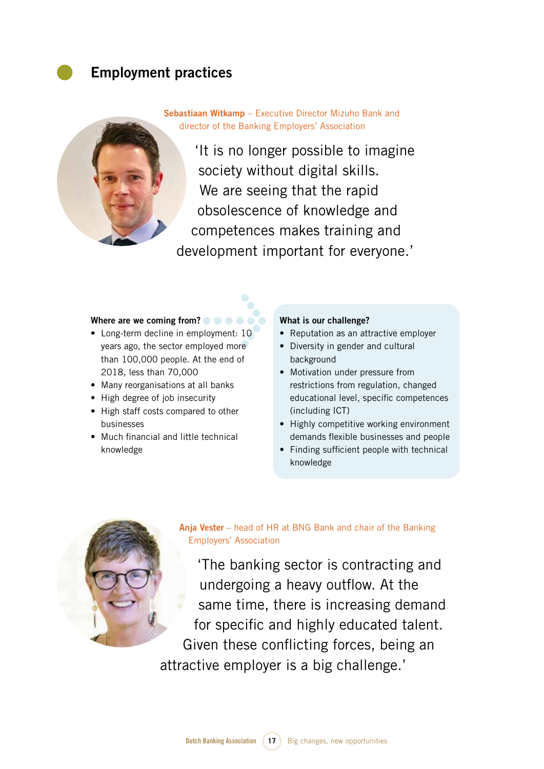## Employment practices

**Sebastiaan Witkamp** – Executive Director Mizuho Bank and director of the Banking Employers' Association

'It is no longer possible to imagine society without digital skills. We are seeing that the rapid obsolescence of knowledge and competences makes training and development important for everyone.'

**Where are we coming from?**

- Long-term decline in employment: 10 years ago, the sector employed more than 100,000 people. At the end of 2018, less than 70,000
- Many reorganisations at all banks
- High degree of job insecurity
- High staff costs compared to other businesses
- Much financial and little technical knowledge

**What is our challenge?**

- Reputation as an attractive employer
- Diversity in gender and cultural background
- Motivation under pressure from restrictions from regulation, changed educational level, specific competences (including ICT)
- Highly competitive working environment demands flexible businesses and people
- Finding sufficient people with technical knowledge

**Anja Vester** – head of HR at BNG Bank and chair of the Banking Employers' Association

'The banking sector is contracting and undergoing a heavy outflow. At the same time, there is increasing demand for specific and highly educated talent. Given these conflicting forces, being an attractive employer is a big challenge.'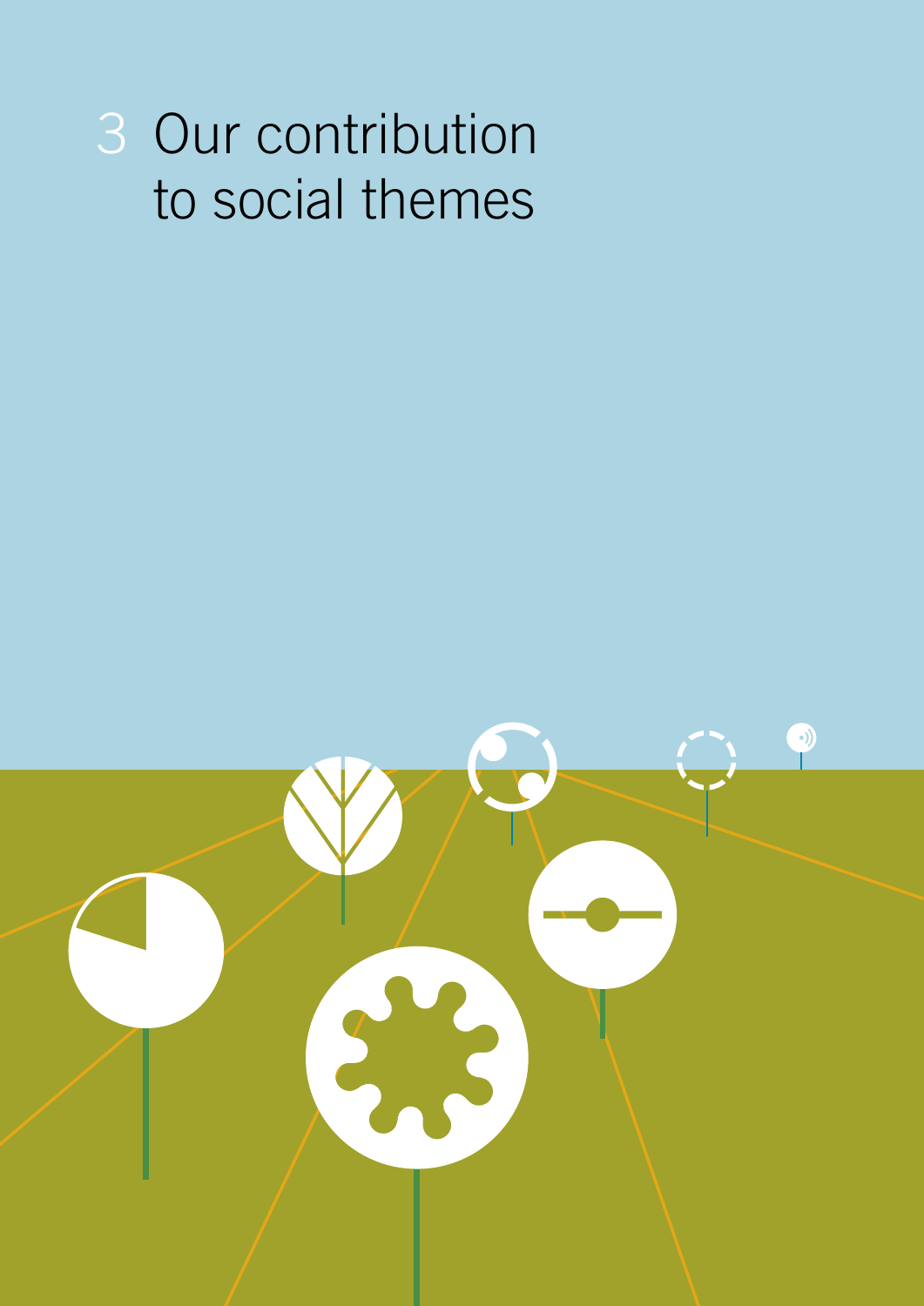# 3 Our contribution to social themes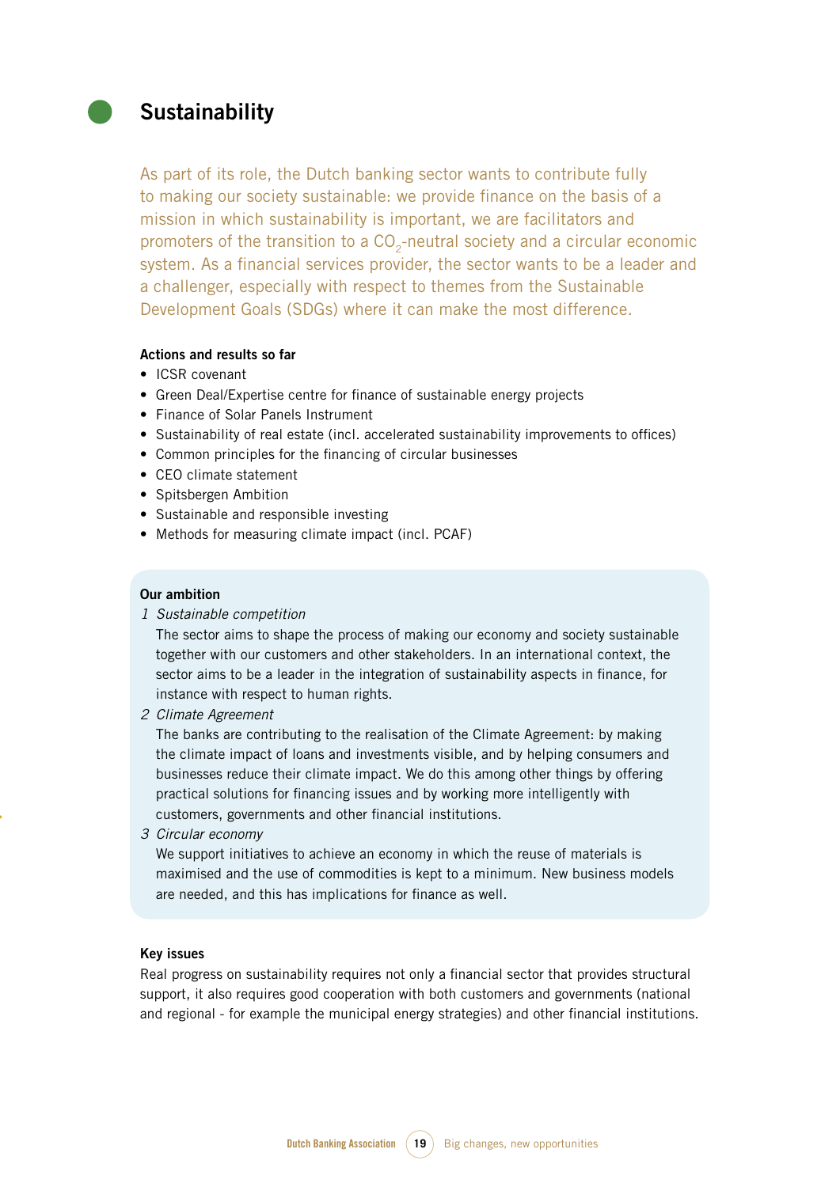# Sustainability

As part of its role, the Dutch banking sector wants to contribute fully to making our society sustainable: we provide finance on the basis of a mission in which sustainability is important, we are facilitators and promoters of the transition to a $CO_2$-neutral society and a circular economic system. As a financial services provider, the sector wants to be a leader and a challenger, especially with respect to themes from the Sustainable Development Goals (SDGs) where it can make the most difference.

**Actions and results so far**

- ICSR covenant
- Green Deal/Expertise centre for finance of sustainable energy projects
- Finance of Solar Panels Instrument
- Sustainability of real estate (incl. accelerated sustainability improvements to offices)
- Common principles for the financing of circular businesses
- CEO climate statement
- Spitsbergen Ambition
- Sustainable and responsible investing
- Methods for measuring climate impact (incl. PCAF)

**Our ambition**

1. *Sustainable competition*
   The sector aims to shape the process of making our economy and society sustainable together with our customers and other stakeholders. In an international context, the sector aims to be a leader in the integration of sustainability aspects in finance, for instance with respect to human rights.
2. *Climate Agreement*
   The banks are contributing to the realisation of the Climate Agreement: by making the climate impact of loans and investments visible, and by helping consumers and businesses reduce their climate impact. We do this among other things by offering practical solutions for financing issues and by working more intelligently with customers, governments and other financial institutions.
3. *Circular economy*
   We support initiatives to achieve an economy in which the reuse of materials is maximised and the use of commodities is kept to a minimum. New business models are needed, and this has implications for finance as well.

**Key issues**

Real progress on sustainability requires not only a financial sector that provides structural support, it also requires good cooperation with both customers and governments (national and regional - for example the municipal energy strategies) and other financial institutions.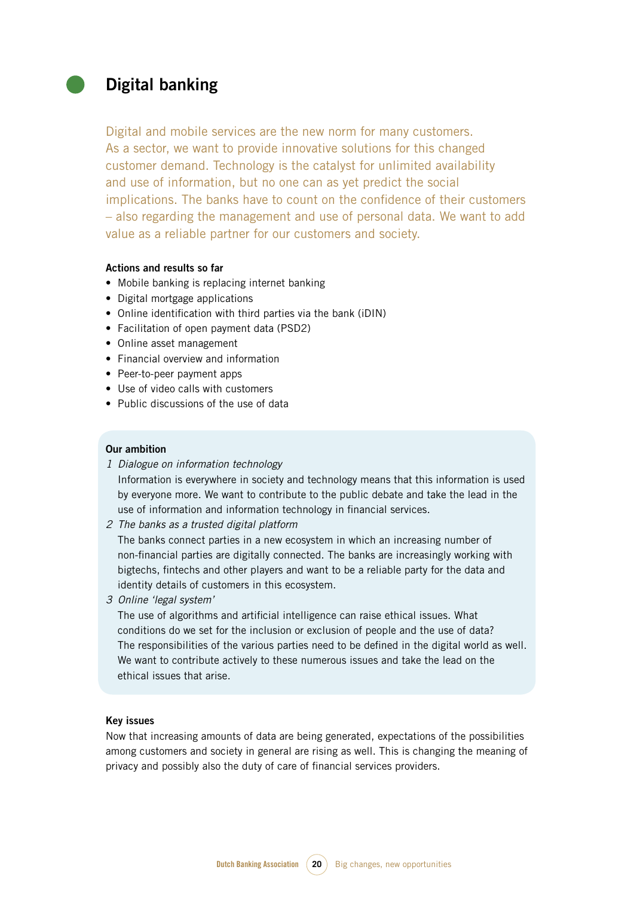# Digital banking

Digital and mobile services are the new norm for many customers. As a sector, we want to provide innovative solutions for this changed customer demand. Technology is the catalyst for unlimited availability and use of information, but no one can as yet predict the social implications. The banks have to count on the confidence of their customers – also regarding the management and use of personal data. We want to add value as a reliable partner for our customers and society.

**Actions and results so far**

- Mobile banking is replacing internet banking
- Digital mortgage applications
- Online identification with third parties via the bank (iDIN)
- Facilitation of open payment data (PSD2)
- Online asset management
- Financial overview and information
- Peer-to-peer payment apps
- Use of video calls with customers
- Public discussions of the use of data

**Our ambition**

1. *Dialogue on information technology*
   Information is everywhere in society and technology means that this information is used by everyone more. We want to contribute to the public debate and take the lead in the use of information and information technology in financial services.
2. *The banks as a trusted digital platform*
   The banks connect parties in a new ecosystem in which an increasing number of non-financial parties are digitally connected. The banks are increasingly working with bigtechs, fintechs and other players and want to be a reliable party for the data and identity details of customers in this ecosystem.
3. *Online 'legal system'*
   The use of algorithms and artificial intelligence can raise ethical issues. What conditions do we set for the inclusion or exclusion of people and the use of data? The responsibilities of the various parties need to be defined in the digital world as well. We want to contribute actively to these numerous issues and take the lead on the ethical issues that arise.

**Key issues**

Now that increasing amounts of data are being generated, expectations of the possibilities among customers and society in general are rising as well. This is changing the meaning of privacy and possibly also the duty of care of financial services providers.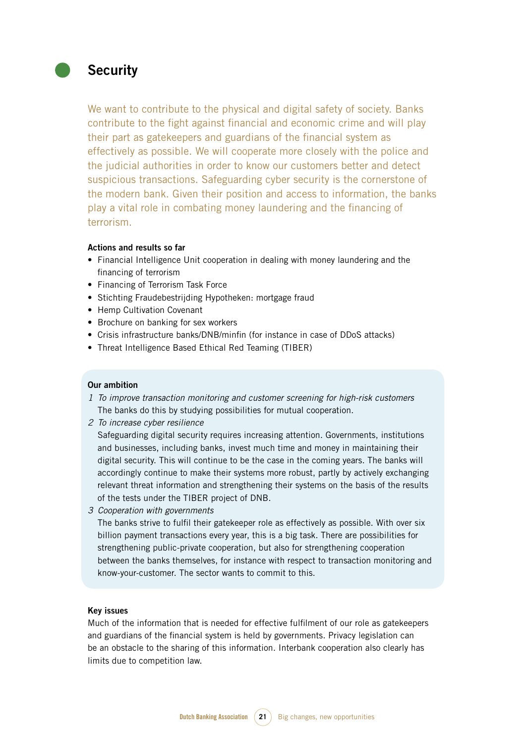# Security

We want to contribute to the physical and digital safety of society. Banks contribute to the fight against financial and economic crime and will play their part as gatekeepers and guardians of the financial system as effectively as possible. We will cooperate more closely with the police and the judicial authorities in order to know our customers better and detect suspicious transactions. Safeguarding cyber security is the cornerstone of the modern bank. Given their position and access to information, the banks play a vital role in combating money laundering and the financing of terrorism.

**Actions and results so far**

- Financial Intelligence Unit cooperation in dealing with money laundering and the financing of terrorism
- Financing of Terrorism Task Force
- Stichting Fraudebestrijding Hypotheken: mortgage fraud
- Hemp Cultivation Covenant
- Brochure on banking for sex workers
- Crisis infrastructure banks/DNB/minfin (for instance in case of DDoS attacks)
- Threat Intelligence Based Ethical Red Teaming (TIBER)

**Our ambition**

1. *To improve transaction monitoring and customer screening for high-risk customers*
   The banks do this by studying possibilities for mutual cooperation.
2. *To increase cyber resilience*
   Safeguarding digital security requires increasing attention. Governments, institutions and businesses, including banks, invest much time and money in maintaining their digital security. This will continue to be the case in the coming years. The banks will accordingly continue to make their systems more robust, partly by actively exchanging relevant threat information and strengthening their systems on the basis of the results of the tests under the TIBER project of DNB.
3. *Cooperation with governments*
   The banks strive to fulfil their gatekeeper role as effectively as possible. With over six billion payment transactions every year, this is a big task. There are possibilities for strengthening public-private cooperation, but also for strengthening cooperation between the banks themselves, for instance with respect to transaction monitoring and know-your-customer. The sector wants to commit to this.

**Key issues**

Much of the information that is needed for effective fulfilment of our role as gatekeepers and guardians of the financial system is held by governments. Privacy legislation can be an obstacle to the sharing of this information. Interbank cooperation also clearly has limits due to competition law.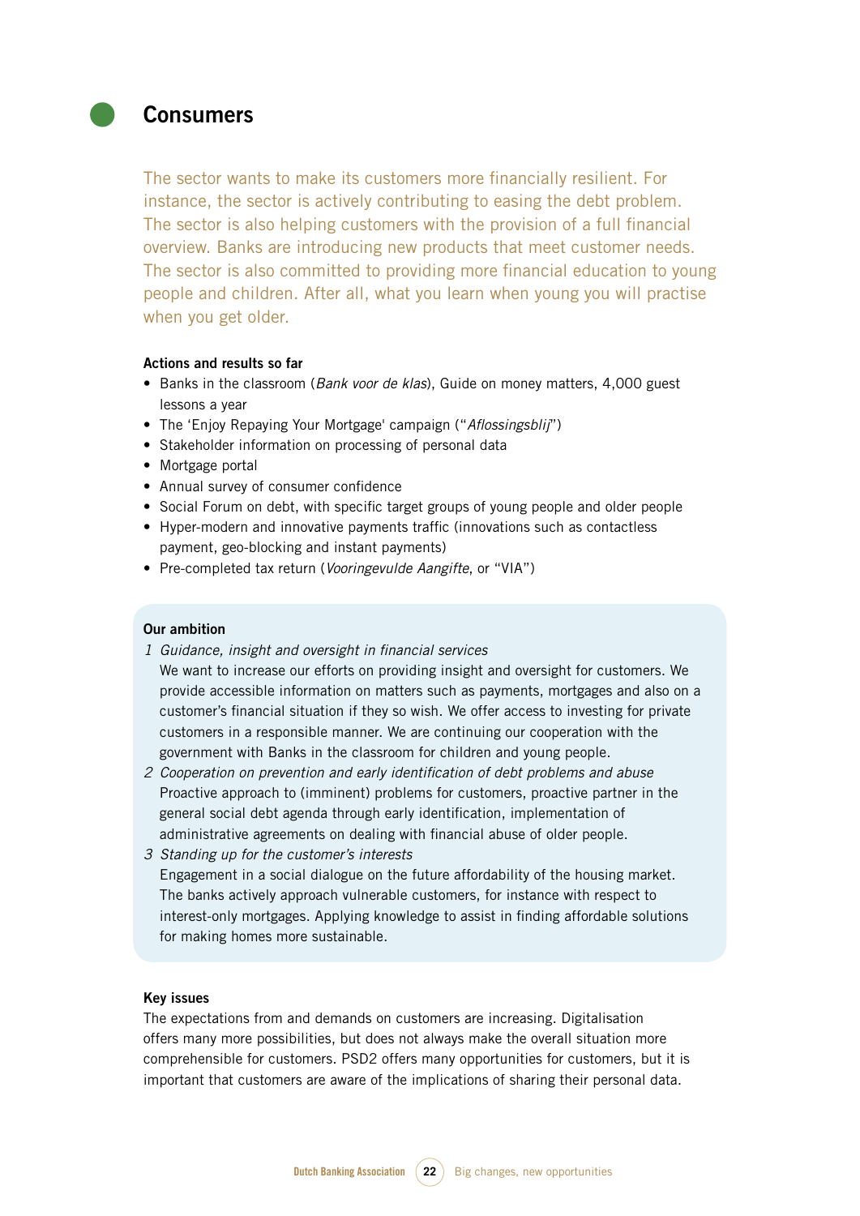## Consumers

The sector wants to make its customers more financially resilient. For instance, the sector is actively contributing to easing the debt problem. The sector is also helping customers with the provision of a full financial overview. Banks are introducing new products that meet customer needs. The sector is also committed to providing more financial education to young people and children. After all, what you learn when young you will practise when you get older.

**Actions and results so far**

- Banks in the classroom (*Bank voor de klas*), Guide on money matters, 4,000 guest lessons a year
- The 'Enjoy Repaying Your Mortgage' campaign ("*Aflossingsblij*")
- Stakeholder information on processing of personal data
- Mortgage portal
- Annual survey of consumer confidence
- Social Forum on debt, with specific target groups of young people and older people
- Hyper-modern and innovative payments traffic (innovations such as contactless payment, geo-blocking and instant payments)
- Pre-completed tax return (*Vooringevulde Aangifte*, or "VIA")

**Our ambition**

1. *Guidance, insight and oversight in financial services*
   We want to increase our efforts on providing insight and oversight for customers. We provide accessible information on matters such as payments, mortgages and also on a customer's financial situation if they so wish. We offer access to investing for private customers in a responsible manner. We are continuing our cooperation with the government with Banks in the classroom for children and young people.
2. *Cooperation on prevention and early identification of debt problems and abuse*
   Proactive approach to (imminent) problems for customers, proactive partner in the general social debt agenda through early identification, implementation of administrative agreements on dealing with financial abuse of older people.
3. *Standing up for the customer's interests*
   Engagement in a social dialogue on the future affordability of the housing market. The banks actively approach vulnerable customers, for instance with respect to interest-only mortgages. Applying knowledge to assist in finding affordable solutions for making homes more sustainable.

**Key issues**

The expectations from and demands on customers are increasing. Digitalisation offers many more possibilities, but does not always make the overall situation more comprehensible for customers. PSD2 offers many opportunities for customers, but it is important that customers are aware of the implications of sharing their personal data.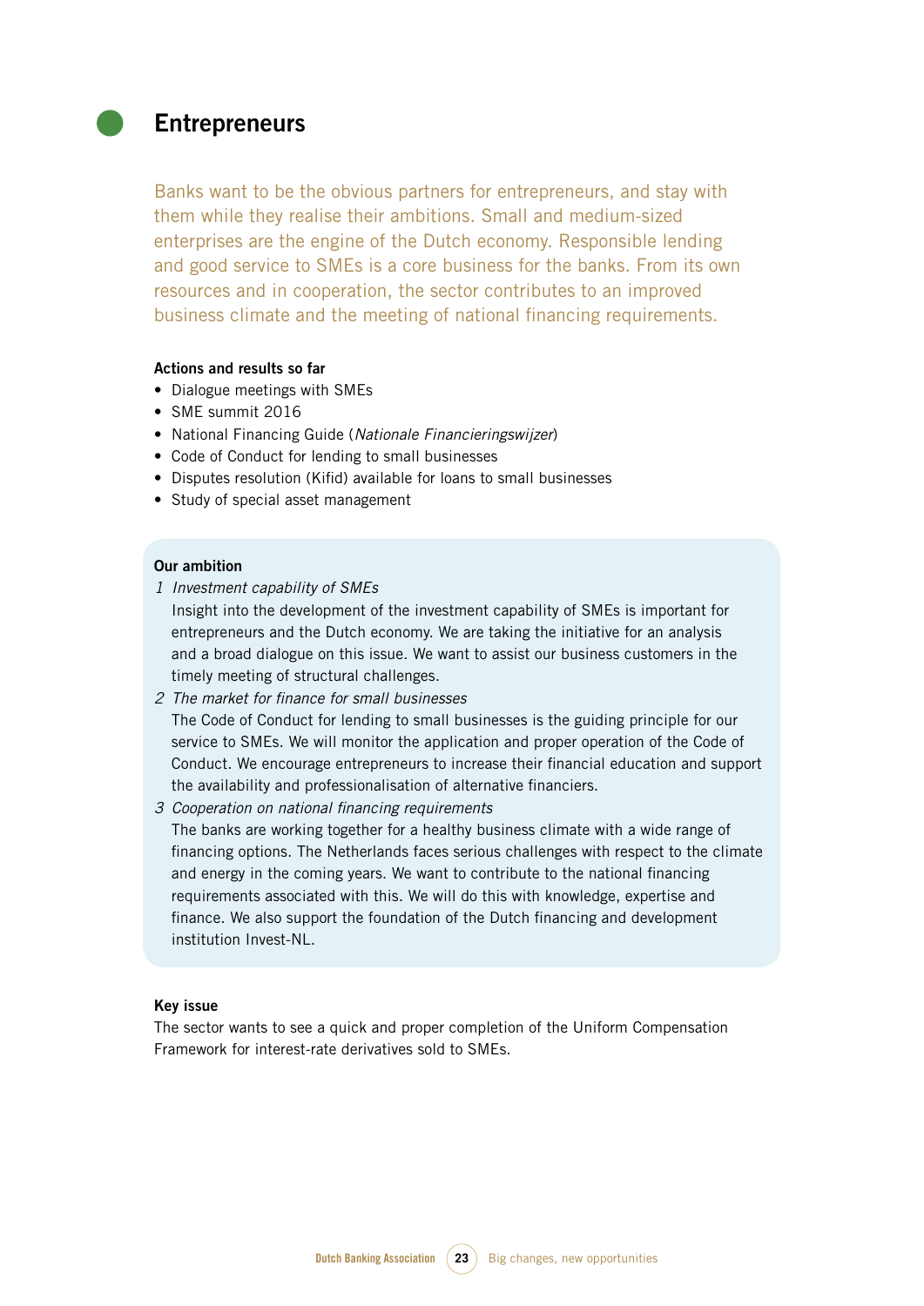# Entrepreneurs

Banks want to be the obvious partners for entrepreneurs, and stay with them while they realise their ambitions. Small and medium-sized enterprises are the engine of the Dutch economy. Responsible lending and good service to SMEs is a core business for the banks. From its own resources and in cooperation, the sector contributes to an improved business climate and the meeting of national financing requirements.

**Actions and results so far**

- Dialogue meetings with SMEs
- SME summit 2016
- National Financing Guide (*Nationale Financieringswijzer*)
- Code of Conduct for lending to small businesses
- Disputes resolution (Kifid) available for loans to small businesses
- Study of special asset management

**Our ambition**

1. *Investment capability of SMEs*
   Insight into the development of the investment capability of SMEs is important for entrepreneurs and the Dutch economy. We are taking the initiative for an analysis and a broad dialogue on this issue. We want to assist our business customers in the timely meeting of structural challenges.
2. *The market for finance for small businesses*
   The Code of Conduct for lending to small businesses is the guiding principle for our service to SMEs. We will monitor the application and proper operation of the Code of Conduct. We encourage entrepreneurs to increase their financial education and support the availability and professionalisation of alternative financiers.
3. *Cooperation on national financing requirements*
   The banks are working together for a healthy business climate with a wide range of financing options. The Netherlands faces serious challenges with respect to the climate and energy in the coming years. We want to contribute to the national financing requirements associated with this. We will do this with knowledge, expertise and finance. We also support the foundation of the Dutch financing and development institution Invest-NL.

**Key issue**

The sector wants to see a quick and proper completion of the Uniform Compensation Framework for interest-rate derivatives sold to SMEs.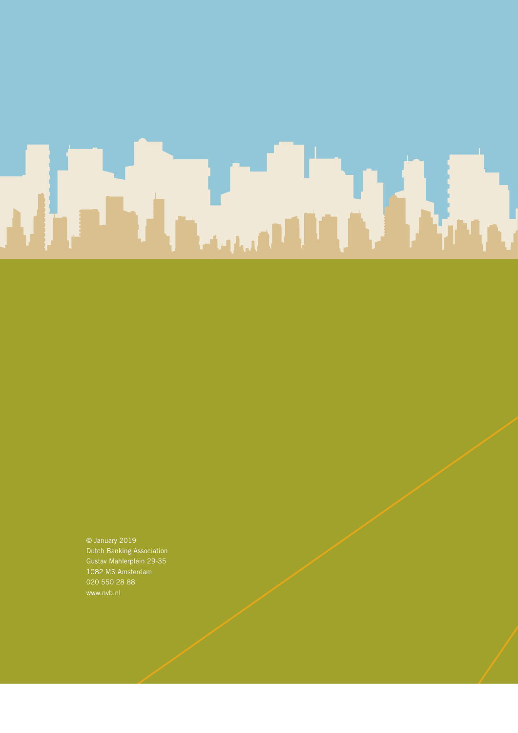© January 2019
Dutch Banking Association
Gustav Mahlerplein 29-35
1082 MS Amsterdam
020 550 28 88
www.nvb.nl